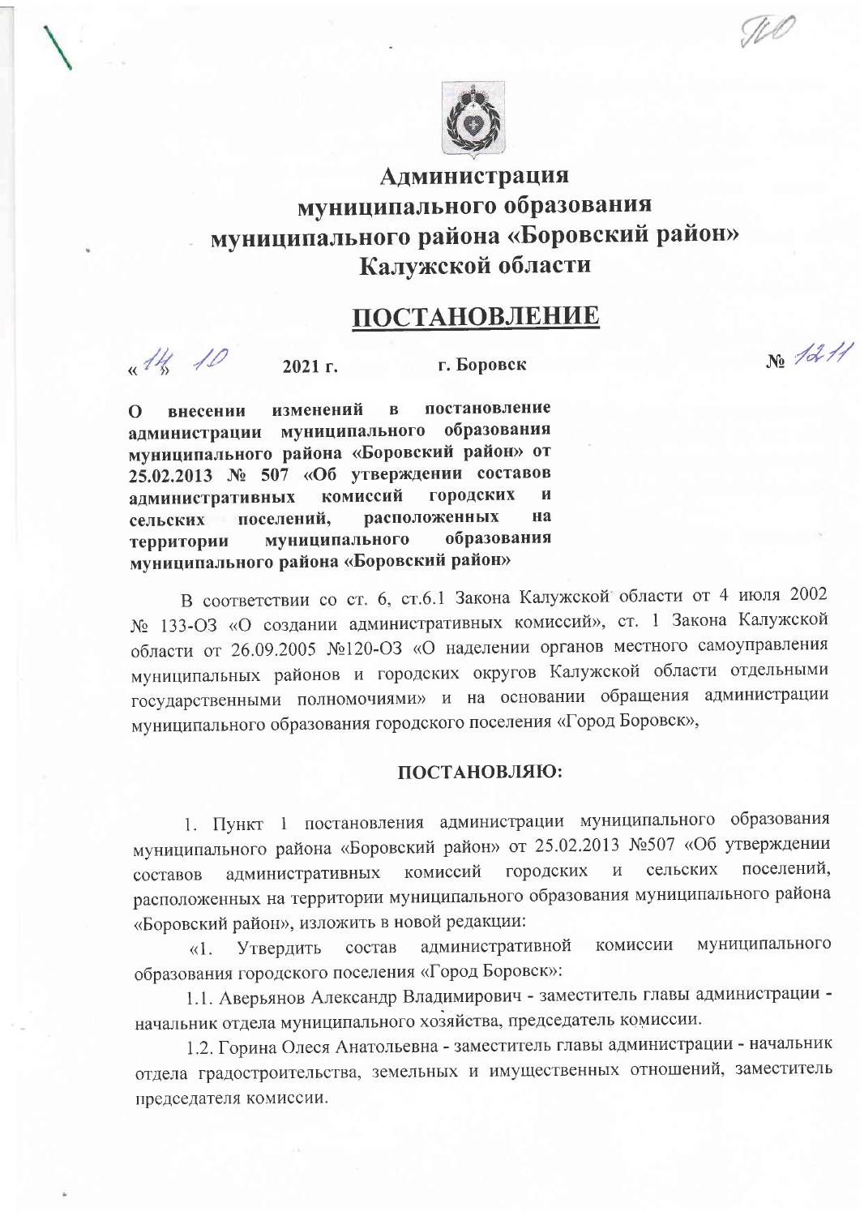# Администрация муниципального образования муниципального района «Боровский район» Калужской области

## ПОСТАНОВЛЕНИЕ

«14» 10 2021 г. г. Боровск № 1211

**О внесении изменений в постановление администрации муниципального образования муниципального района «Боровский район» от 25.02.2013 № 507 «Об утверждении составов административных комиссий городских и сельских поселений, расположенных на территории муниципального образования муниципального района «Боровский район»**

В соответствии со ст. 6, ст.6.1 Закона Калужской области от 4 июля 2002 № 133-ОЗ «О создании административных комиссий», ст. 1 Закона Калужской области от 26.09.2005 №120-ОЗ «О наделении органов местного самоуправления муниципальных районов и городских округов Калужской области отдельными государственными полномочиями» и на основании обращения администрации муниципального образования городского поселения «Город Боровск»,

**ПОСТАНОВЛЯЮ:**

1. Пункт 1 постановления администрации муниципального образования муниципального района «Боровский район» от 25.02.2013 №507 «Об утверждении составов административных комиссий городских и сельских поселений, расположенных на территории муниципального образования муниципального района «Боровский район», изложить в новой редакции:

«1. Утвердить состав административной комиссии муниципального образования городского поселения «Город Боровск»:

1.1. Аверьянов Александр Владимирович - заместитель главы администрации - начальник отдела муниципального хозяйства, председатель комиссии.

1.2. Горина Олеся Анатольевна - заместитель главы администрации - начальник отдела градостроительства, земельных и имущественных отношений, заместитель председателя комиссии.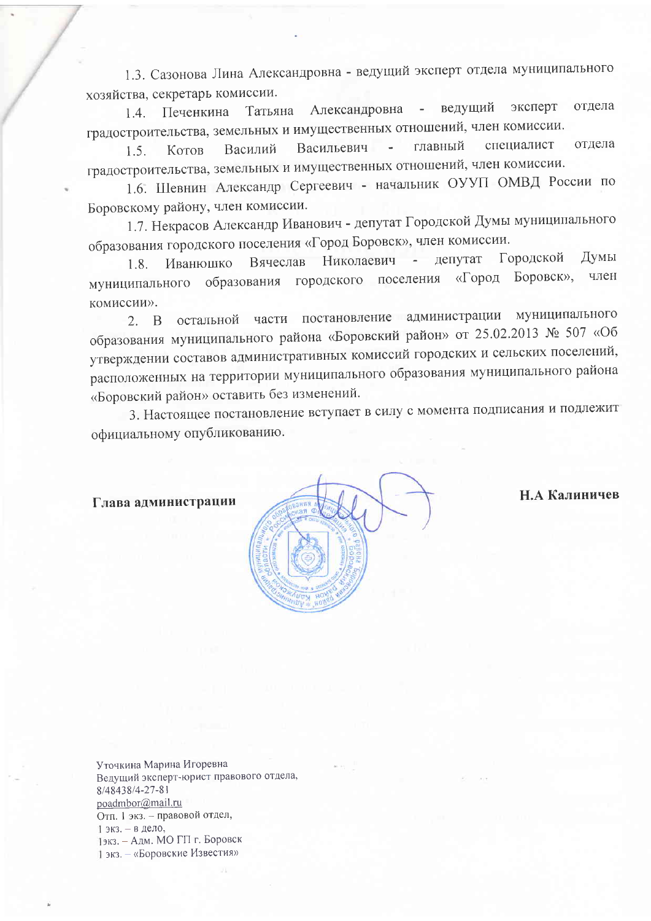1.3. Сазонова Лина Александровна - ведущий эксперт отдела муниципального хозяйства, секретарь комиссии.

1.4. Печенкина Татьяна Александровна - ведущий эксперт отдела градостроительства, земельных и имущественных отношений, член комиссии.

1.5. Котов Василий Васильевич - главный специалист отдела градостроительства, земельных и имущественных отношений, член комиссии.

1.6. Шевнин Александр Сергеевич - начальник ОУУП ОМВД России по Боровскому району, член комиссии.

1.7. Некрасов Александр Иванович - депутат Городской Думы муниципального образования городского поселения «Город Боровск», член комиссии.

1.8. Иванюшко Вячеслав Николаевич - депутат Городской Думы муниципального образования городского поселения «Город Боровск», член комиссии».

2. В остальной части постановление администрации муниципального образования муниципального района «Боровский район» от 25.02.2013 № 507 «Об утверждении составов административных комиссий городских и сельских поселений, расположенных на территории муниципального образования муниципального района «Боровский район» оставить без изменений.

3. Настоящее постановление вступает в силу с момента подписания и подлежит официальному опубликованию.

**Глава администрации** **Н.А Калиничев**

Уточкина Марина Игоревна
Ведущий эксперт-юрист правового отдела,
8/48438/4-27-81
poadmbor@mail.ru
Отп. 1 экз. – правовой отдел,
1 экз. – в дело,
1экз. – Адм. МО ГП г. Боровск
1 экз. – «Боровские Известия»